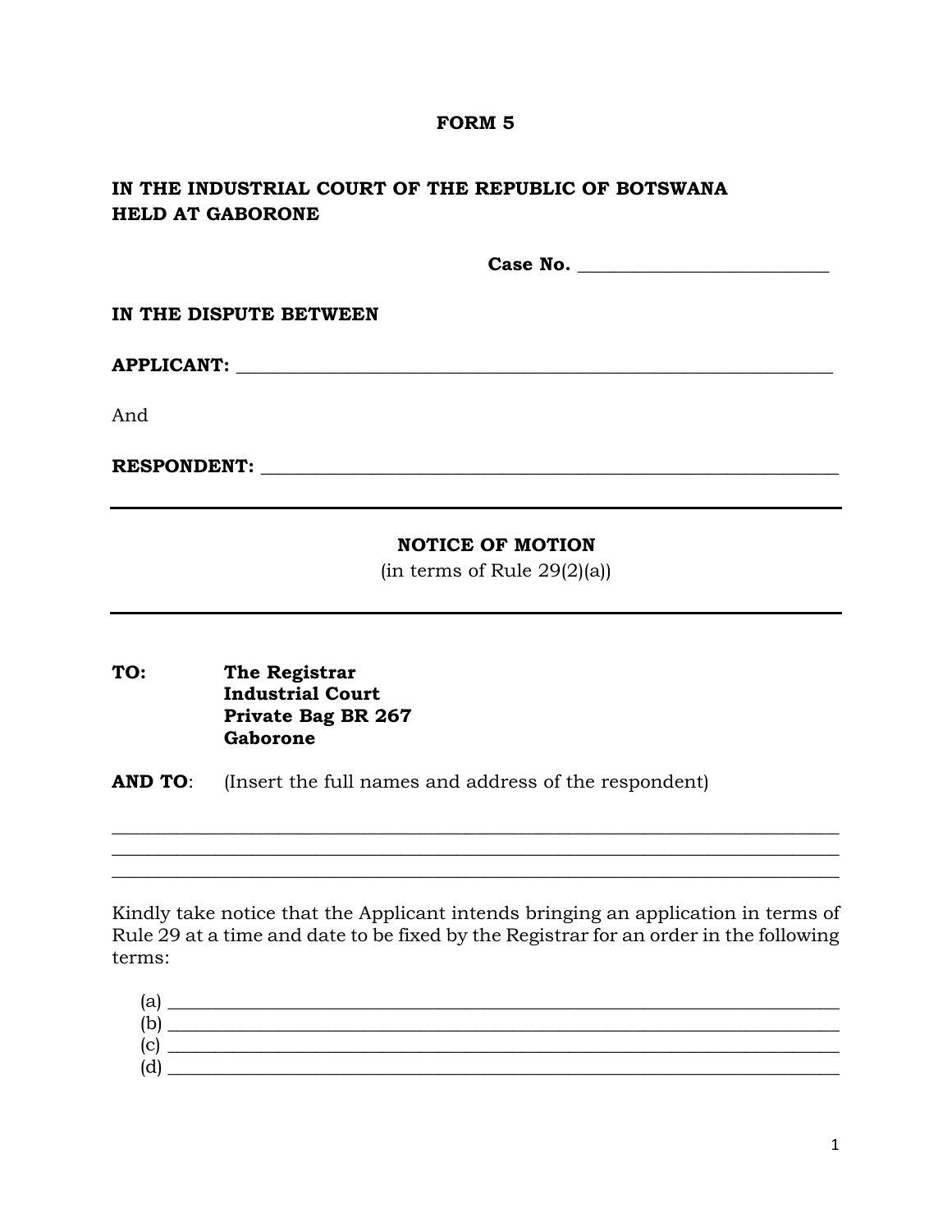**FORM 5**

**IN THE INDUSTRIAL COURT OF THE REPUBLIC OF BOTSWANA**
**HELD AT GABORONE**

**Case No.** ___________________________

**IN THE DISPUTE BETWEEN**

**APPLICANT:** _________________________________________________________________

And

**RESPONDENT:** _______________________________________________________________

---

**NOTICE OF MOTION**
(in terms of Rule 29(2)(a))

---

**TO:** **The Registrar**
**Industrial Court**
**Private Bag BR 267**
**Gaborone**

**AND TO**: (Insert the full names and address of the respondent)

______________________________________________________________________________
______________________________________________________________________________
______________________________________________________________________________

Kindly take notice that the Applicant intends bringing an application in terms of Rule 29 at a time and date to be fixed by the Registrar for an order in the following terms:

(a) ___________________________________________________________________________
(b) ___________________________________________________________________________
(c) ___________________________________________________________________________
(d) ___________________________________________________________________________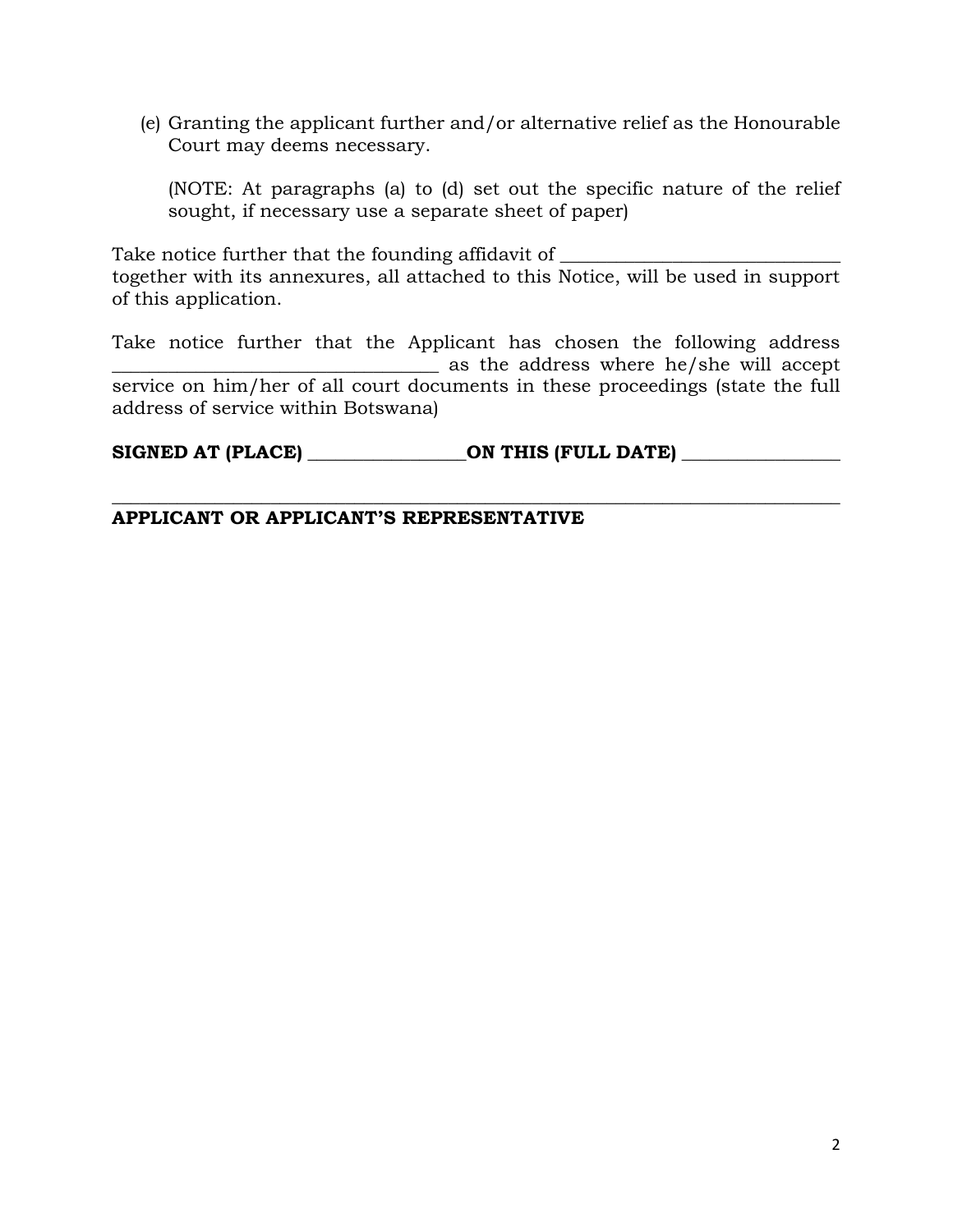(e) Granting the applicant further and/or alternative relief as the Honourable Court may deems necessary.

(NOTE: At paragraphs (a) to (d) set out the specific nature of the relief sought, if necessary use a separate sheet of paper)

Take notice further that the founding affidavit of ______________________________ together with its annexures, all attached to this Notice, will be used in support of this application.

Take notice further that the Applicant has chosen the following address ___________________________________ as the address where he/she will accept service on him/her of all court documents in these proceedings (state the full address of service within Botswana)

**SIGNED AT (PLACE) _________________ON THIS (FULL DATE) _________________**

_______________________________________________________________________________

**APPLICANT OR APPLICANT'S REPRESENTATIVE**